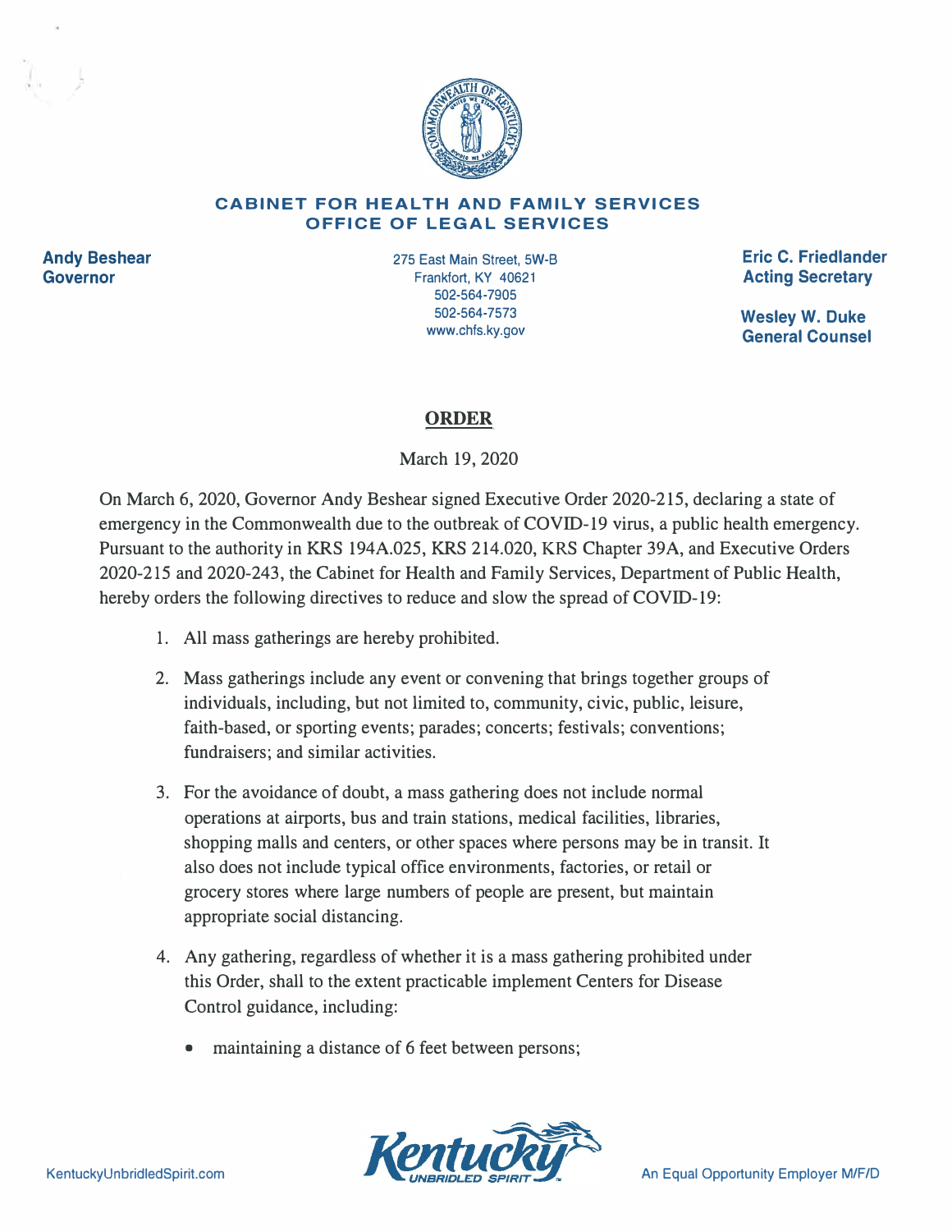**CABINET FOR HEALTH AND FAMILY SERVICES**
**OFFICE OF LEGAL SERVICES**

**Andy Beshear**
**Governor**

275 East Main Street, 5W-B
Frankfort, KY 40621
502-564-7905
502-564-7573
www.chfs.ky.gov

**Eric C. Friedlander**
**Acting Secretary**

**Wesley W. Duke**
**General Counsel**

# ORDER

March 19, 2020

On March 6, 2020, Governor Andy Beshear signed Executive Order 2020-215, declaring a state of emergency in the Commonwealth due to the outbreak of COVID-19 virus, a public health emergency. Pursuant to the authority in KRS 194A.025, KRS 214.020, KRS Chapter 39A, and Executive Orders 2020-215 and 2020-243, the Cabinet for Health and Family Services, Department of Public Health, hereby orders the following directives to reduce and slow the spread of COVID-19:

1. All mass gatherings are hereby prohibited.

2. Mass gatherings include any event or convening that brings together groups of individuals, including, but not limited to, community, civic, public, leisure, faith-based, or sporting events; parades; concerts; festivals; conventions; fundraisers; and similar activities.

3. For the avoidance of doubt, a mass gathering does not include normal operations at airports, bus and train stations, medical facilities, libraries, shopping malls and centers, or other spaces where persons may be in transit. It also does not include typical office environments, factories, or retail or grocery stores where large numbers of people are present, but maintain appropriate social distancing.

4. Any gathering, regardless of whether it is a mass gathering prohibited under this Order, shall to the extent practicable implement Centers for Disease Control guidance, including:

   - maintaining a distance of 6 feet between persons;

KentuckyUnbridledSpirit.com

An Equal Opportunity Employer M/F/D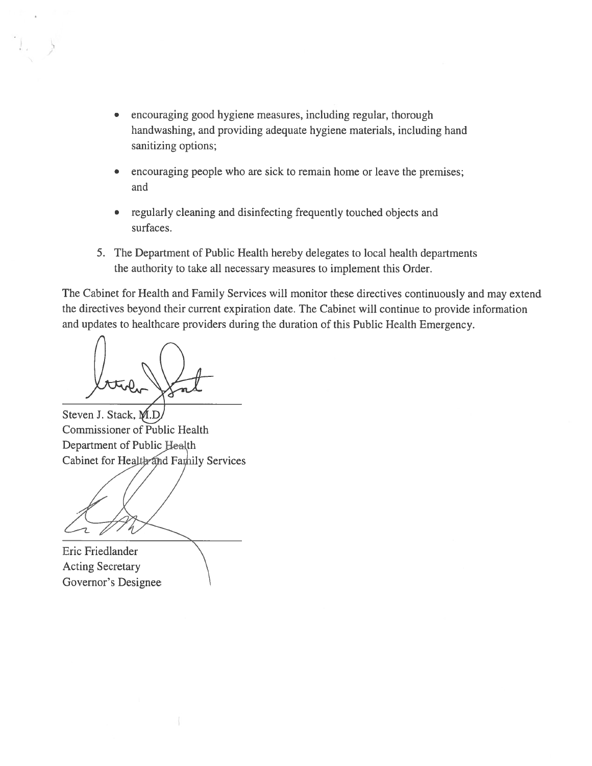- encouraging good hygiene measures, including regular, thorough handwashing, and providing adequate hygiene materials, including hand sanitizing options;
- encouraging people who are sick to remain home or leave the premises; and
- regularly cleaning and disinfecting frequently touched objects and surfaces.

5. The Department of Public Health hereby delegates to local health departments the authority to take all necessary measures to implement this Order.

The Cabinet for Health and Family Services will monitor these directives continuously and may extend the directives beyond their current expiration date. The Cabinet will continue to provide information and updates to healthcare providers during the duration of this Public Health Emergency.

Steven J. Stack, M.D.
Commissioner of Public Health
Department of Public Health
Cabinet for Health and Family Services

Eric Friedlander
Acting Secretary
Governor's Designee